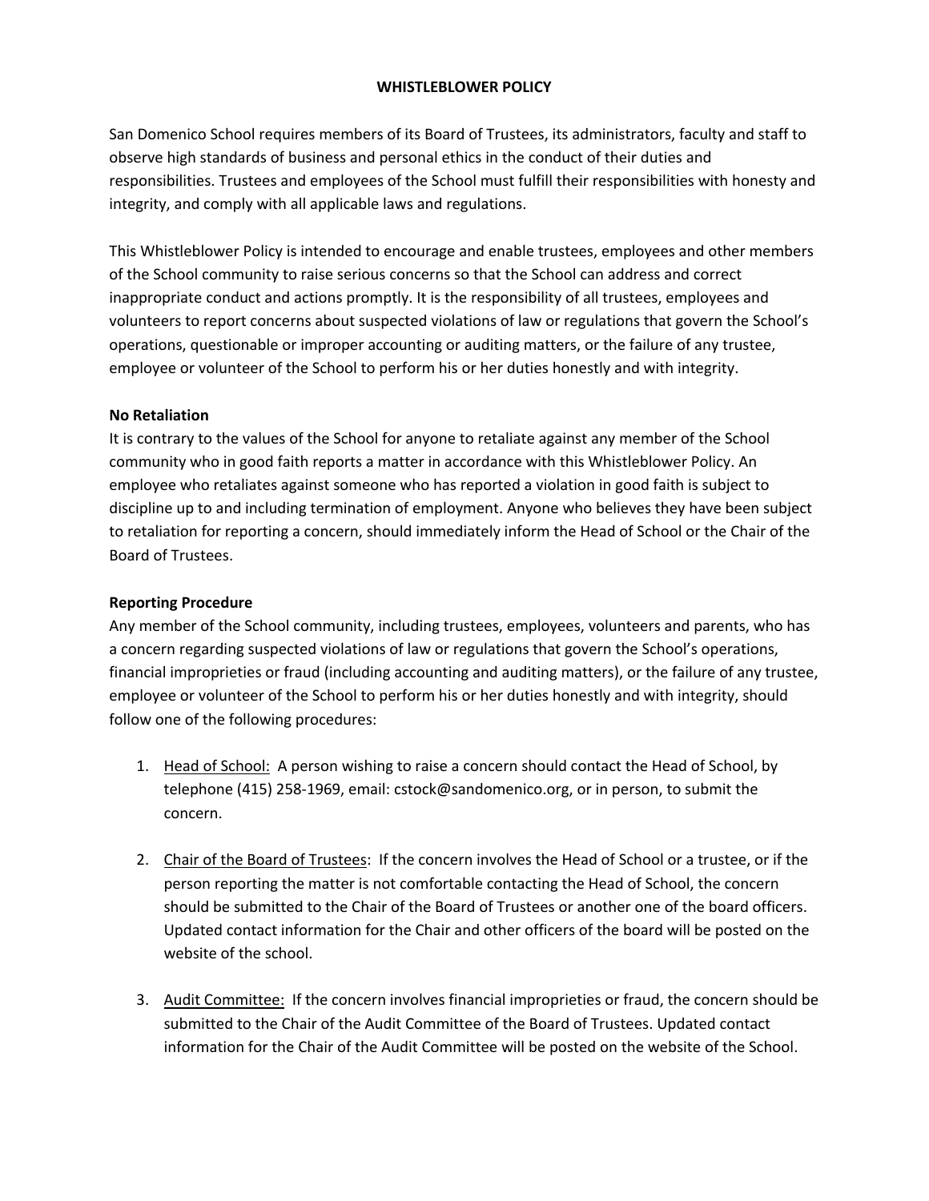# WHISTLEBLOWER POLICY

San Domenico School requires members of its Board of Trustees, its administrators, faculty and staff to observe high standards of business and personal ethics in the conduct of their duties and responsibilities. Trustees and employees of the School must fulfill their responsibilities with honesty and integrity, and comply with all applicable laws and regulations.

This Whistleblower Policy is intended to encourage and enable trustees, employees and other members of the School community to raise serious concerns so that the School can address and correct inappropriate conduct and actions promptly. It is the responsibility of all trustees, employees and volunteers to report concerns about suspected violations of law or regulations that govern the School's operations, questionable or improper accounting or auditing matters, or the failure of any trustee, employee or volunteer of the School to perform his or her duties honestly and with integrity.

**No Retaliation**

It is contrary to the values of the School for anyone to retaliate against any member of the School community who in good faith reports a matter in accordance with this Whistleblower Policy. An employee who retaliates against someone who has reported a violation in good faith is subject to discipline up to and including termination of employment. Anyone who believes they have been subject to retaliation for reporting a concern, should immediately inform the Head of School or the Chair of the Board of Trustees.

**Reporting Procedure**

Any member of the School community, including trustees, employees, volunteers and parents, who has a concern regarding suspected violations of law or regulations that govern the School's operations, financial improprieties or fraud (including accounting and auditing matters), or the failure of any trustee, employee or volunteer of the School to perform his or her duties honestly and with integrity, should follow one of the following procedures:

1. Head of School: A person wishing to raise a concern should contact the Head of School, by telephone (415) 258-1969, email: cstock@sandomenico.org, or in person, to submit the concern.

2. Chair of the Board of Trustees: If the concern involves the Head of School or a trustee, or if the person reporting the matter is not comfortable contacting the Head of School, the concern should be submitted to the Chair of the Board of Trustees or another one of the board officers. Updated contact information for the Chair and other officers of the board will be posted on the website of the school.

3. Audit Committee: If the concern involves financial improprieties or fraud, the concern should be submitted to the Chair of the Audit Committee of the Board of Trustees. Updated contact information for the Chair of the Audit Committee will be posted on the website of the School.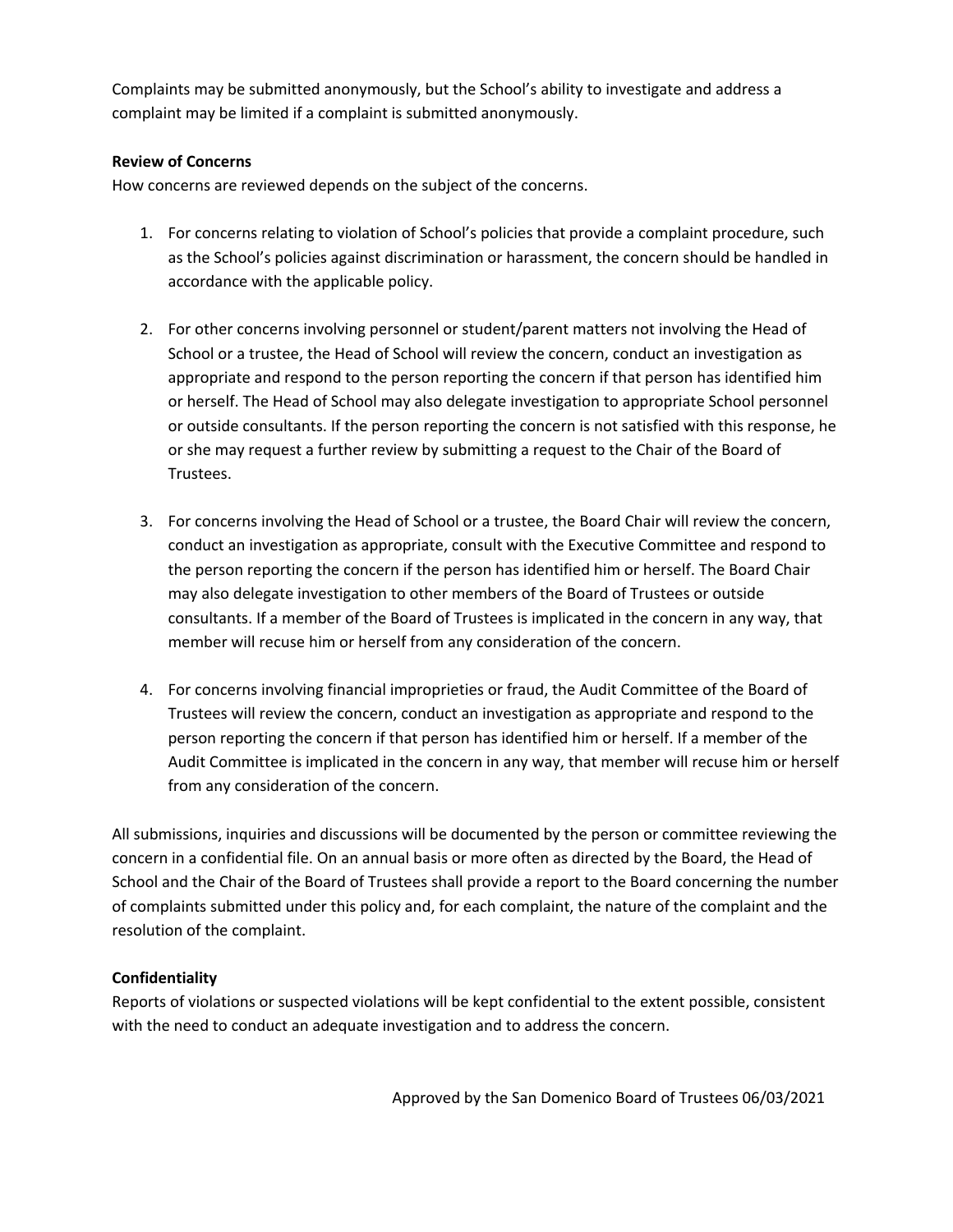Complaints may be submitted anonymously, but the School's ability to investigate and address a complaint may be limited if a complaint is submitted anonymously.

**Review of Concerns**

How concerns are reviewed depends on the subject of the concerns.

1. For concerns relating to violation of School's policies that provide a complaint procedure, such as the School's policies against discrimination or harassment, the concern should be handled in accordance with the applicable policy.

2. For other concerns involving personnel or student/parent matters not involving the Head of School or a trustee, the Head of School will review the concern, conduct an investigation as appropriate and respond to the person reporting the concern if that person has identified him or herself. The Head of School may also delegate investigation to appropriate School personnel or outside consultants. If the person reporting the concern is not satisfied with this response, he or she may request a further review by submitting a request to the Chair of the Board of Trustees.

3. For concerns involving the Head of School or a trustee, the Board Chair will review the concern, conduct an investigation as appropriate, consult with the Executive Committee and respond to the person reporting the concern if the person has identified him or herself. The Board Chair may also delegate investigation to other members of the Board of Trustees or outside consultants. If a member of the Board of Trustees is implicated in the concern in any way, that member will recuse him or herself from any consideration of the concern.

4. For concerns involving financial improprieties or fraud, the Audit Committee of the Board of Trustees will review the concern, conduct an investigation as appropriate and respond to the person reporting the concern if that person has identified him or herself. If a member of the Audit Committee is implicated in the concern in any way, that member will recuse him or herself from any consideration of the concern.

All submissions, inquiries and discussions will be documented by the person or committee reviewing the concern in a confidential file. On an annual basis or more often as directed by the Board, the Head of School and the Chair of the Board of Trustees shall provide a report to the Board concerning the number of complaints submitted under this policy and, for each complaint, the nature of the complaint and the resolution of the complaint.

**Confidentiality**

Reports of violations or suspected violations will be kept confidential to the extent possible, consistent with the need to conduct an adequate investigation and to address the concern.

Approved by the San Domenico Board of Trustees 06/03/2021